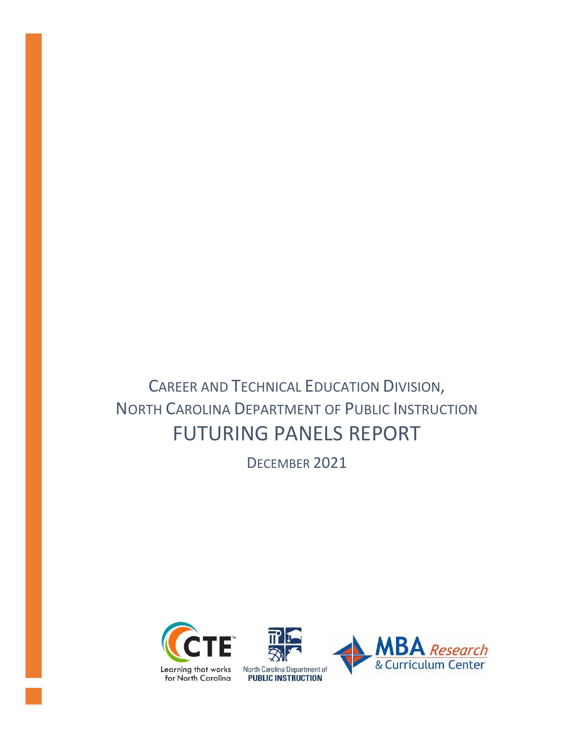# Career and Technical Education Division, North Carolina Department of Public Instruction

# Futuring Panels Report

December 2021

CTE™ Learning that works for North Carolina

North Carolina Department of PUBLIC INSTRUCTION

MBA Research & Curriculum Center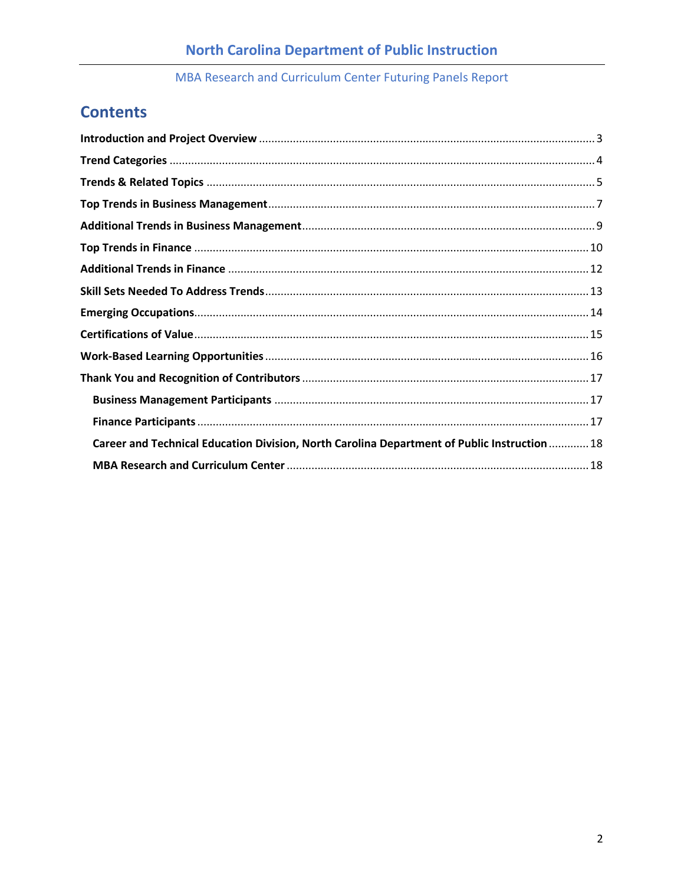# Contents

**Introduction and Project Overview** ........ 3

**Trend Categories** ........ 4

**Trends & Related Topics** ........ 5

**Top Trends in Business Management** ........ 7

**Additional Trends in Business Management** ........ 9

**Top Trends in Finance** ........ 10

**Additional Trends in Finance** ........ 12

**Skill Sets Needed To Address Trends** ........ 13

**Emerging Occupations** ........ 14

**Certifications of Value** ........ 15

**Work-Based Learning Opportunities** ........ 16

**Thank You and Recognition of Contributors** ........ 17

- **Business Management Participants** ........ 17
- **Finance Participants** ........ 17
- **Career and Technical Education Division, North Carolina Department of Public Instruction** ........ 18
- **MBA Research and Curriculum Center** ........ 18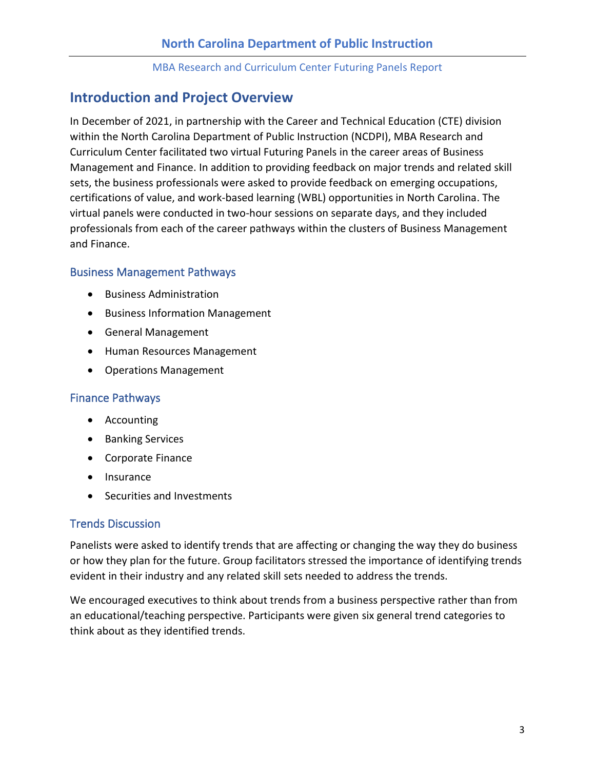## Introduction and Project Overview

In December of 2021, in partnership with the Career and Technical Education (CTE) division within the North Carolina Department of Public Instruction (NCDPI), MBA Research and Curriculum Center facilitated two virtual Futuring Panels in the career areas of Business Management and Finance. In addition to providing feedback on major trends and related skill sets, the business professionals were asked to provide feedback on emerging occupations, certifications of value, and work-based learning (WBL) opportunities in North Carolina. The virtual panels were conducted in two-hour sessions on separate days, and they included professionals from each of the career pathways within the clusters of Business Management and Finance.

### Business Management Pathways

- Business Administration
- Business Information Management
- General Management
- Human Resources Management
- Operations Management

### Finance Pathways

- Accounting
- Banking Services
- Corporate Finance
- Insurance
- Securities and Investments

### Trends Discussion

Panelists were asked to identify trends that are affecting or changing the way they do business or how they plan for the future. Group facilitators stressed the importance of identifying trends evident in their industry and any related skill sets needed to address the trends.

We encouraged executives to think about trends from a business perspective rather than from an educational/teaching perspective. Participants were given six general trend categories to think about as they identified trends.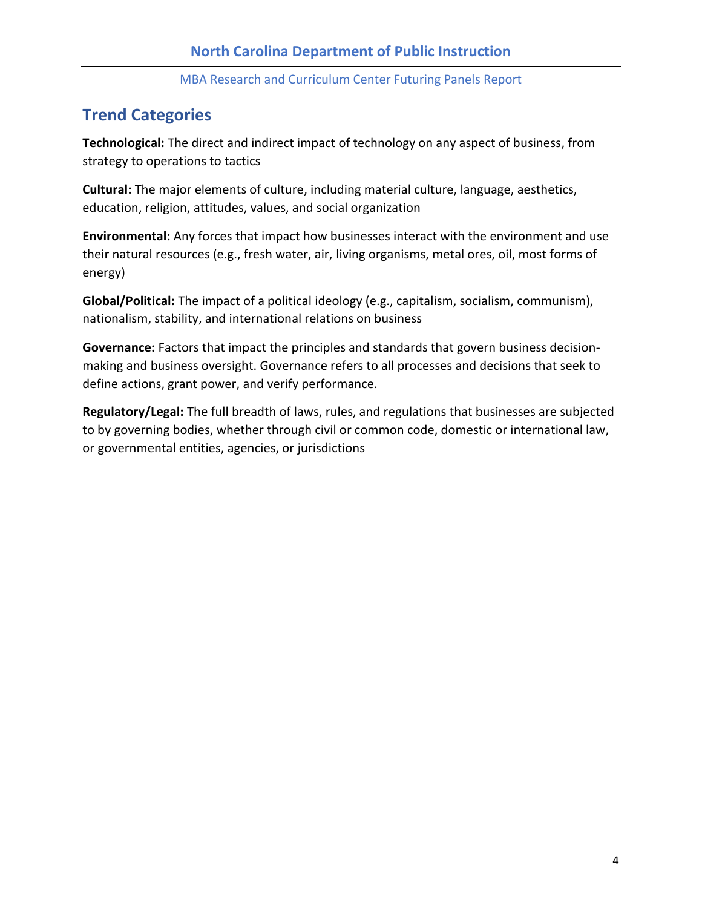## Trend Categories

**Technological:** The direct and indirect impact of technology on any aspect of business, from strategy to operations to tactics

**Cultural:** The major elements of culture, including material culture, language, aesthetics, education, religion, attitudes, values, and social organization

**Environmental:** Any forces that impact how businesses interact with the environment and use their natural resources (e.g., fresh water, air, living organisms, metal ores, oil, most forms of energy)

**Global/Political:** The impact of a political ideology (e.g., capitalism, socialism, communism), nationalism, stability, and international relations on business

**Governance:** Factors that impact the principles and standards that govern business decision-making and business oversight. Governance refers to all processes and decisions that seek to define actions, grant power, and verify performance.

**Regulatory/Legal:** The full breadth of laws, rules, and regulations that businesses are subjected to by governing bodies, whether through civil or common code, domestic or international law, or governmental entities, agencies, or jurisdictions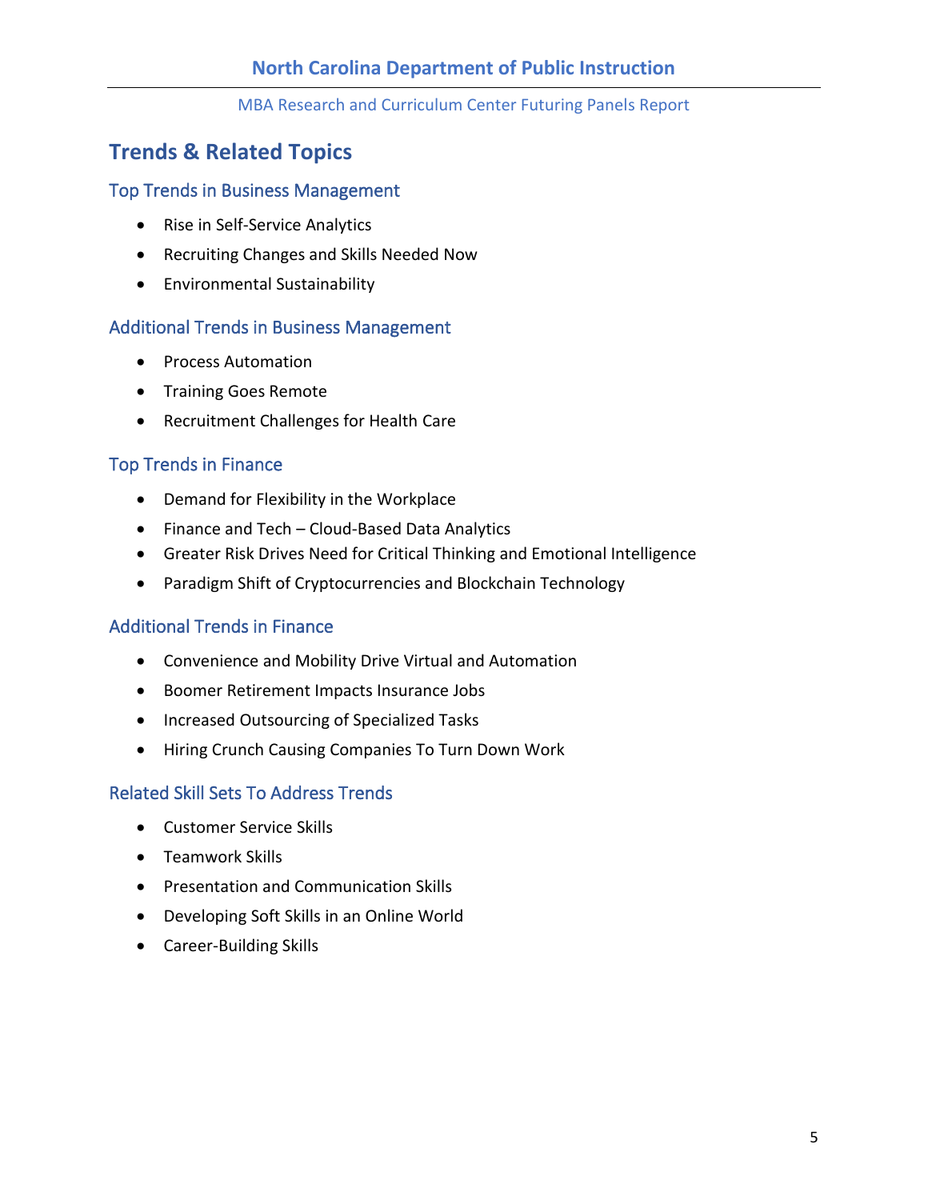## Trends & Related Topics

### Top Trends in Business Management

- Rise in Self-Service Analytics
- Recruiting Changes and Skills Needed Now
- Environmental Sustainability

### Additional Trends in Business Management

- Process Automation
- Training Goes Remote
- Recruitment Challenges for Health Care

### Top Trends in Finance

- Demand for Flexibility in the Workplace
- Finance and Tech – Cloud-Based Data Analytics
- Greater Risk Drives Need for Critical Thinking and Emotional Intelligence
- Paradigm Shift of Cryptocurrencies and Blockchain Technology

### Additional Trends in Finance

- Convenience and Mobility Drive Virtual and Automation
- Boomer Retirement Impacts Insurance Jobs
- Increased Outsourcing of Specialized Tasks
- Hiring Crunch Causing Companies To Turn Down Work

### Related Skill Sets To Address Trends

- Customer Service Skills
- Teamwork Skills
- Presentation and Communication Skills
- Developing Soft Skills in an Online World
- Career-Building Skills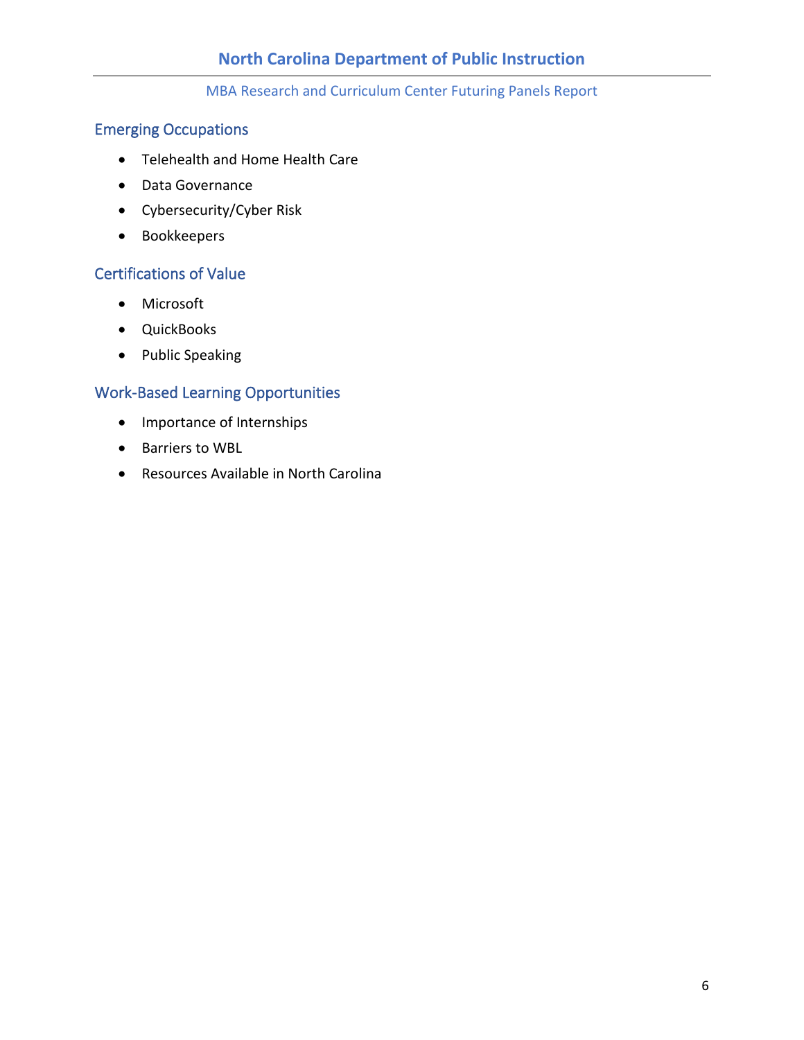## Emerging Occupations

- Telehealth and Home Health Care
- Data Governance
- Cybersecurity/Cyber Risk
- Bookkeepers

## Certifications of Value

- Microsoft
- QuickBooks
- Public Speaking

## Work-Based Learning Opportunities

- Importance of Internships
- Barriers to WBL
- Resources Available in North Carolina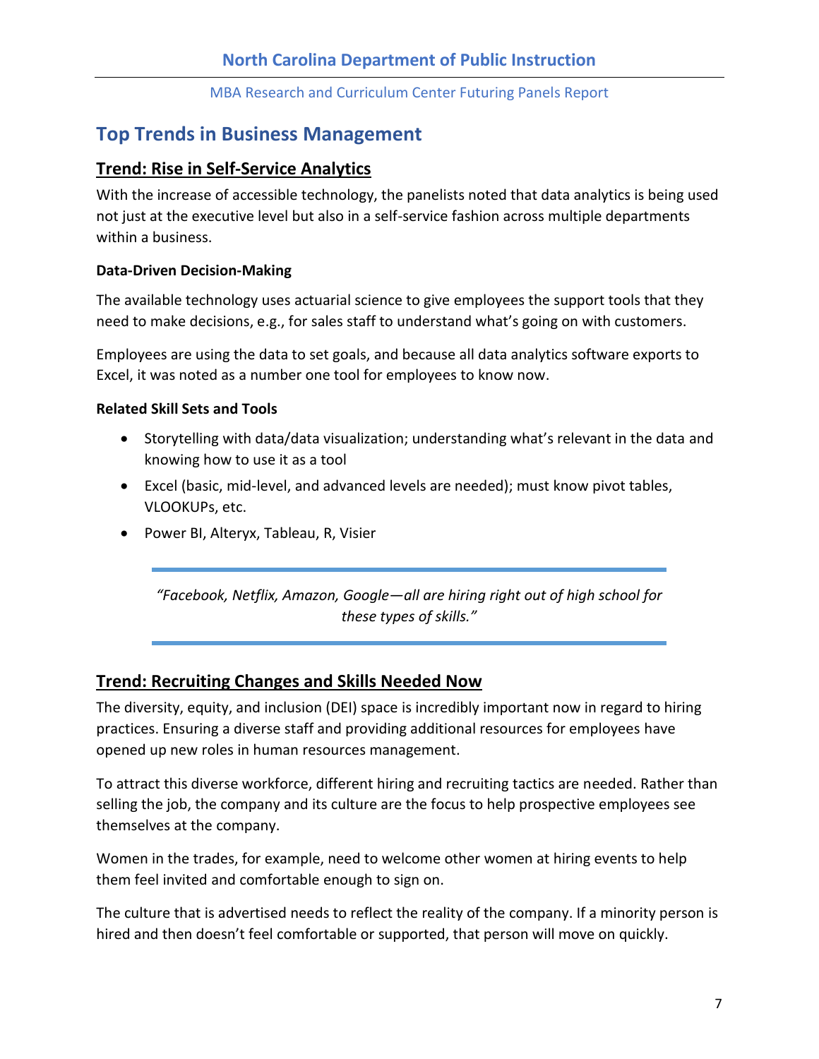## Top Trends in Business Management

### Trend: Rise in Self-Service Analytics

With the increase of accessible technology, the panelists noted that data analytics is being used not just at the executive level but also in a self-service fashion across multiple departments within a business.

#### Data-Driven Decision-Making

The available technology uses actuarial science to give employees the support tools that they need to make decisions, e.g., for sales staff to understand what's going on with customers.

Employees are using the data to set goals, and because all data analytics software exports to Excel, it was noted as a number one tool for employees to know now.

#### Related Skill Sets and Tools

- Storytelling with data/data visualization; understanding what's relevant in the data and knowing how to use it as a tool
- Excel (basic, mid-level, and advanced levels are needed); must know pivot tables, VLOOKUPs, etc.
- Power BI, Alteryx, Tableau, R, Visier

> *"Facebook, Netflix, Amazon, Google—all are hiring right out of high school for these types of skills."*

### Trend: Recruiting Changes and Skills Needed Now

The diversity, equity, and inclusion (DEI) space is incredibly important now in regard to hiring practices. Ensuring a diverse staff and providing additional resources for employees have opened up new roles in human resources management.

To attract this diverse workforce, different hiring and recruiting tactics are needed. Rather than selling the job, the company and its culture are the focus to help prospective employees see themselves at the company.

Women in the trades, for example, need to welcome other women at hiring events to help them feel invited and comfortable enough to sign on.

The culture that is advertised needs to reflect the reality of the company. If a minority person is hired and then doesn't feel comfortable or supported, that person will move on quickly.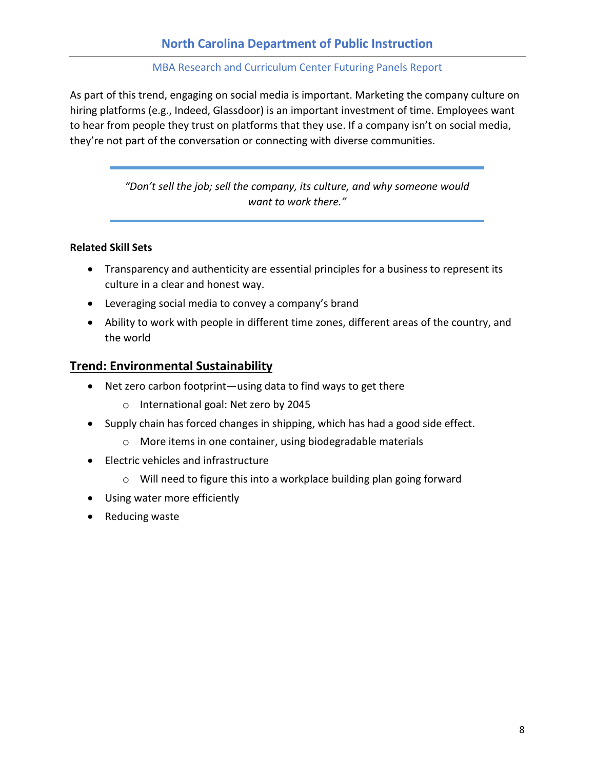As part of this trend, engaging on social media is important. Marketing the company culture on hiring platforms (e.g., Indeed, Glassdoor) is an important investment of time. Employees want to hear from people they trust on platforms that they use. If a company isn't on social media, they're not part of the conversation or connecting with diverse communities.

> *"Don't sell the job; sell the company, its culture, and why someone would want to work there."*

**Related Skill Sets**

- Transparency and authenticity are essential principles for a business to represent its culture in a clear and honest way.
- Leveraging social media to convey a company's brand
- Ability to work with people in different time zones, different areas of the country, and the world

## Trend: Environmental Sustainability

- Net zero carbon footprint—using data to find ways to get there
  - International goal: Net zero by 2045
- Supply chain has forced changes in shipping, which has had a good side effect.
  - More items in one container, using biodegradable materials
- Electric vehicles and infrastructure
  - Will need to figure this into a workplace building plan going forward
- Using water more efficiently
- Reducing waste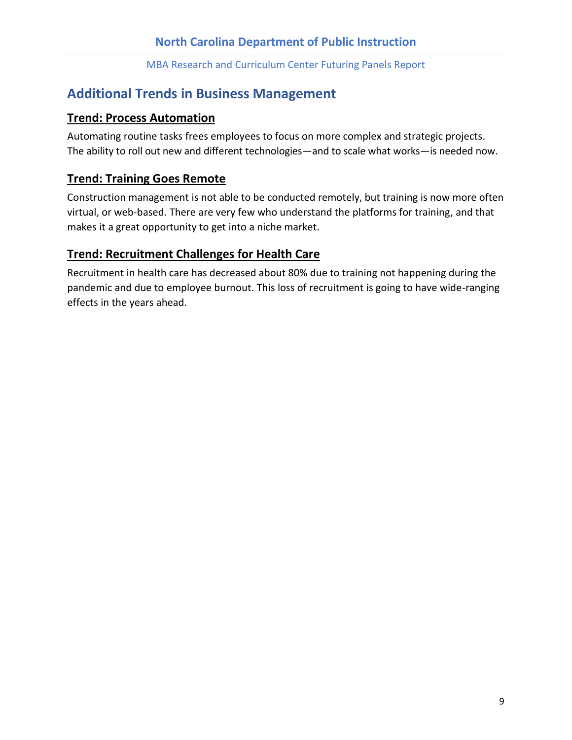## Additional Trends in Business Management

### Trend: Process Automation

Automating routine tasks frees employees to focus on more complex and strategic projects. The ability to roll out new and different technologies—and to scale what works—is needed now.

### Trend: Training Goes Remote

Construction management is not able to be conducted remotely, but training is now more often virtual, or web-based. There are very few who understand the platforms for training, and that makes it a great opportunity to get into a niche market.

### Trend: Recruitment Challenges for Health Care

Recruitment in health care has decreased about 80% due to training not happening during the pandemic and due to employee burnout. This loss of recruitment is going to have wide-ranging effects in the years ahead.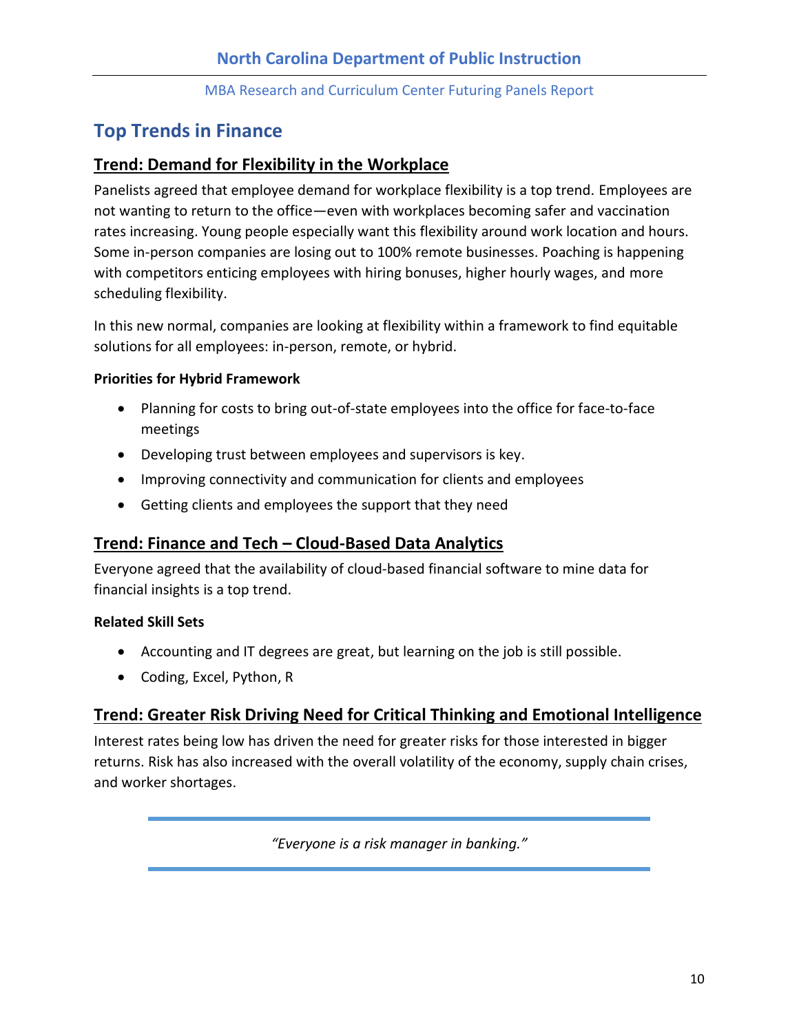## Top Trends in Finance

### Trend: Demand for Flexibility in the Workplace

Panelists agreed that employee demand for workplace flexibility is a top trend. Employees are not wanting to return to the office—even with workplaces becoming safer and vaccination rates increasing. Young people especially want this flexibility around work location and hours. Some in-person companies are losing out to 100% remote businesses. Poaching is happening with competitors enticing employees with hiring bonuses, higher hourly wages, and more scheduling flexibility.

In this new normal, companies are looking at flexibility within a framework to find equitable solutions for all employees: in-person, remote, or hybrid.

**Priorities for Hybrid Framework**

- Planning for costs to bring out-of-state employees into the office for face-to-face meetings
- Developing trust between employees and supervisors is key.
- Improving connectivity and communication for clients and employees
- Getting clients and employees the support that they need

### Trend: Finance and Tech – Cloud-Based Data Analytics

Everyone agreed that the availability of cloud-based financial software to mine data for financial insights is a top trend.

**Related Skill Sets**

- Accounting and IT degrees are great, but learning on the job is still possible.
- Coding, Excel, Python, R

### Trend: Greater Risk Driving Need for Critical Thinking and Emotional Intelligence

Interest rates being low has driven the need for greater risks for those interested in bigger returns. Risk has also increased with the overall volatility of the economy, supply chain crises, and worker shortages.

*"Everyone is a risk manager in banking."*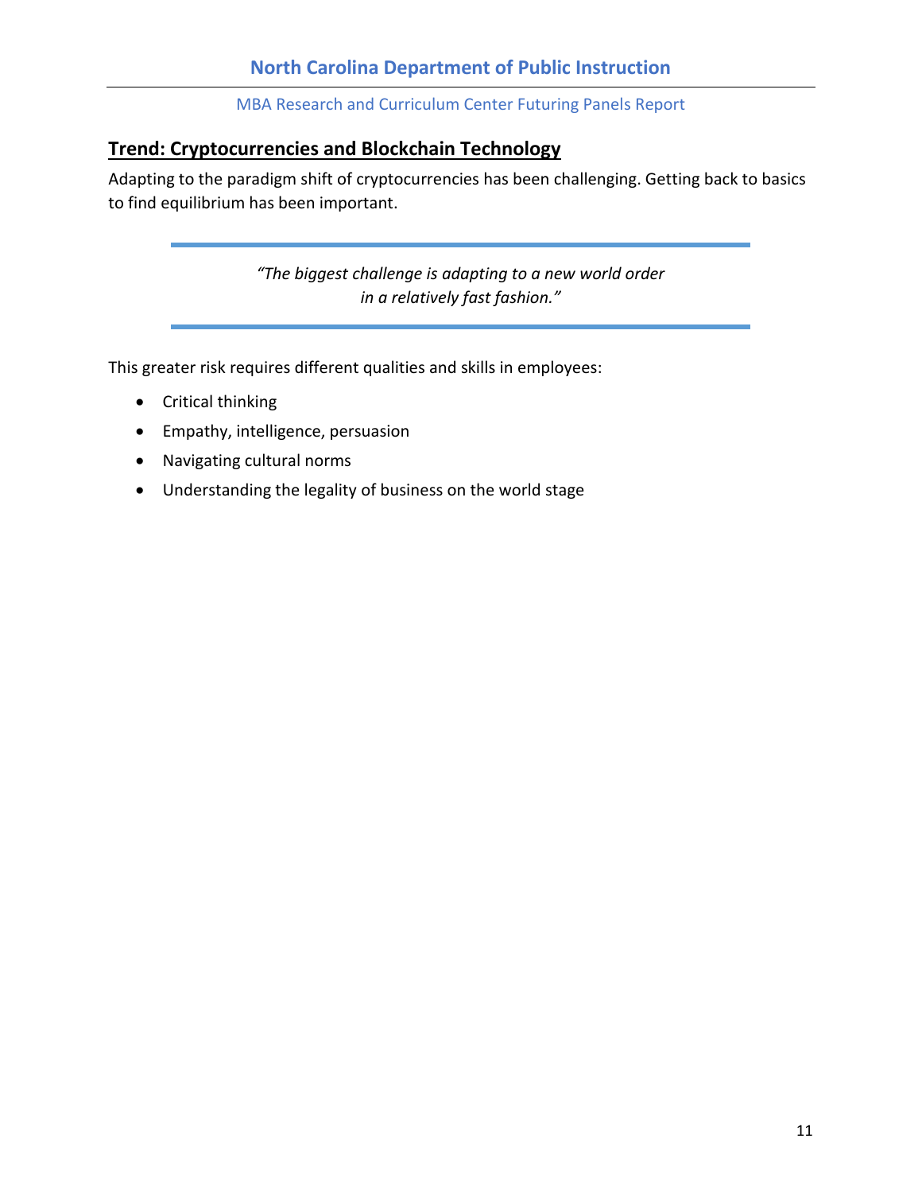## Trend: Cryptocurrencies and Blockchain Technology

Adapting to the paradigm shift of cryptocurrencies has been challenging. Getting back to basics to find equilibrium has been important.

> *"The biggest challenge is adapting to a new world order in a relatively fast fashion."*

This greater risk requires different qualities and skills in employees:

- Critical thinking
- Empathy, intelligence, persuasion
- Navigating cultural norms
- Understanding the legality of business on the world stage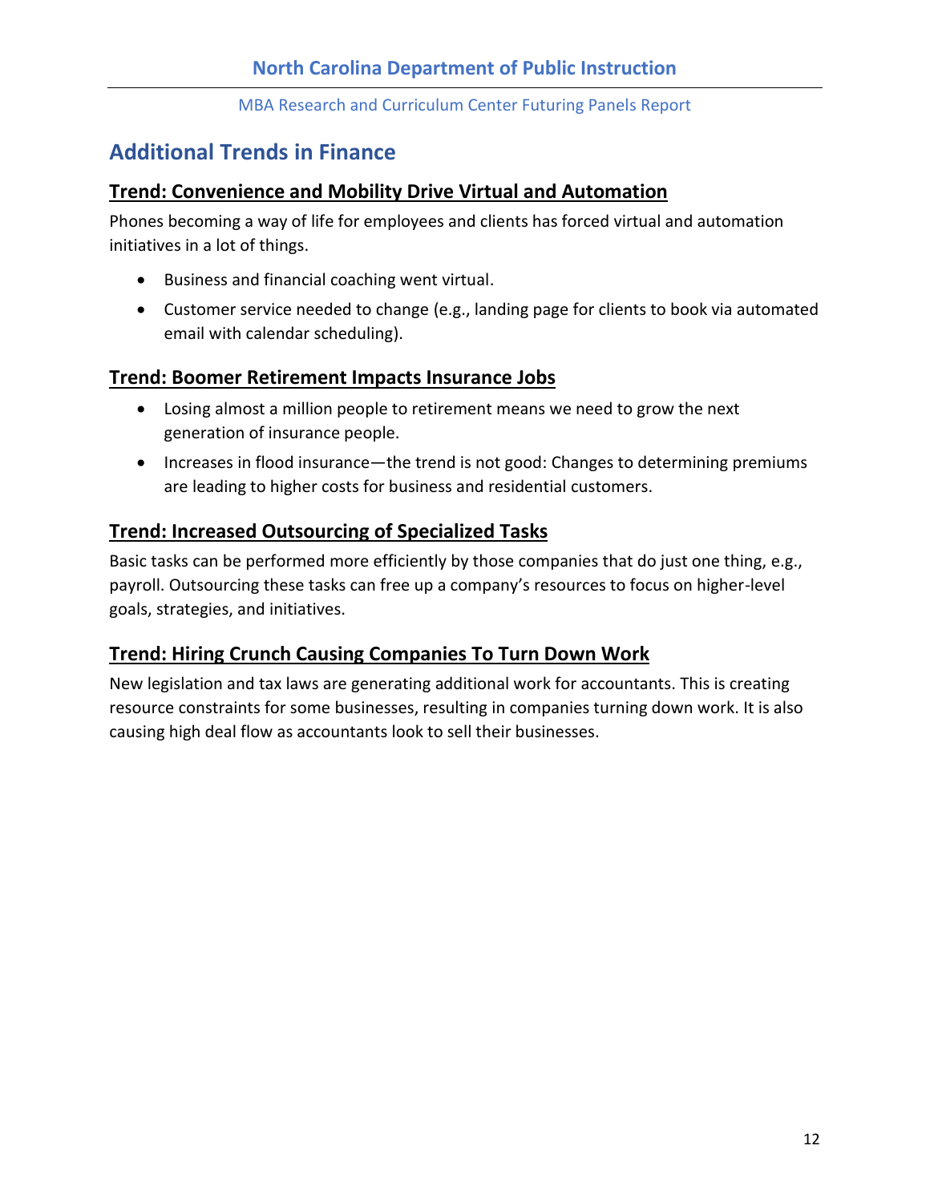## Additional Trends in Finance

### Trend: Convenience and Mobility Drive Virtual and Automation

Phones becoming a way of life for employees and clients has forced virtual and automation initiatives in a lot of things.

- Business and financial coaching went virtual.
- Customer service needed to change (e.g., landing page for clients to book via automated email with calendar scheduling).

### Trend: Boomer Retirement Impacts Insurance Jobs

- Losing almost a million people to retirement means we need to grow the next generation of insurance people.
- Increases in flood insurance—the trend is not good: Changes to determining premiums are leading to higher costs for business and residential customers.

### Trend: Increased Outsourcing of Specialized Tasks

Basic tasks can be performed more efficiently by those companies that do just one thing, e.g., payroll. Outsourcing these tasks can free up a company's resources to focus on higher-level goals, strategies, and initiatives.

### Trend: Hiring Crunch Causing Companies To Turn Down Work

New legislation and tax laws are generating additional work for accountants. This is creating resource constraints for some businesses, resulting in companies turning down work. It is also causing high deal flow as accountants look to sell their businesses.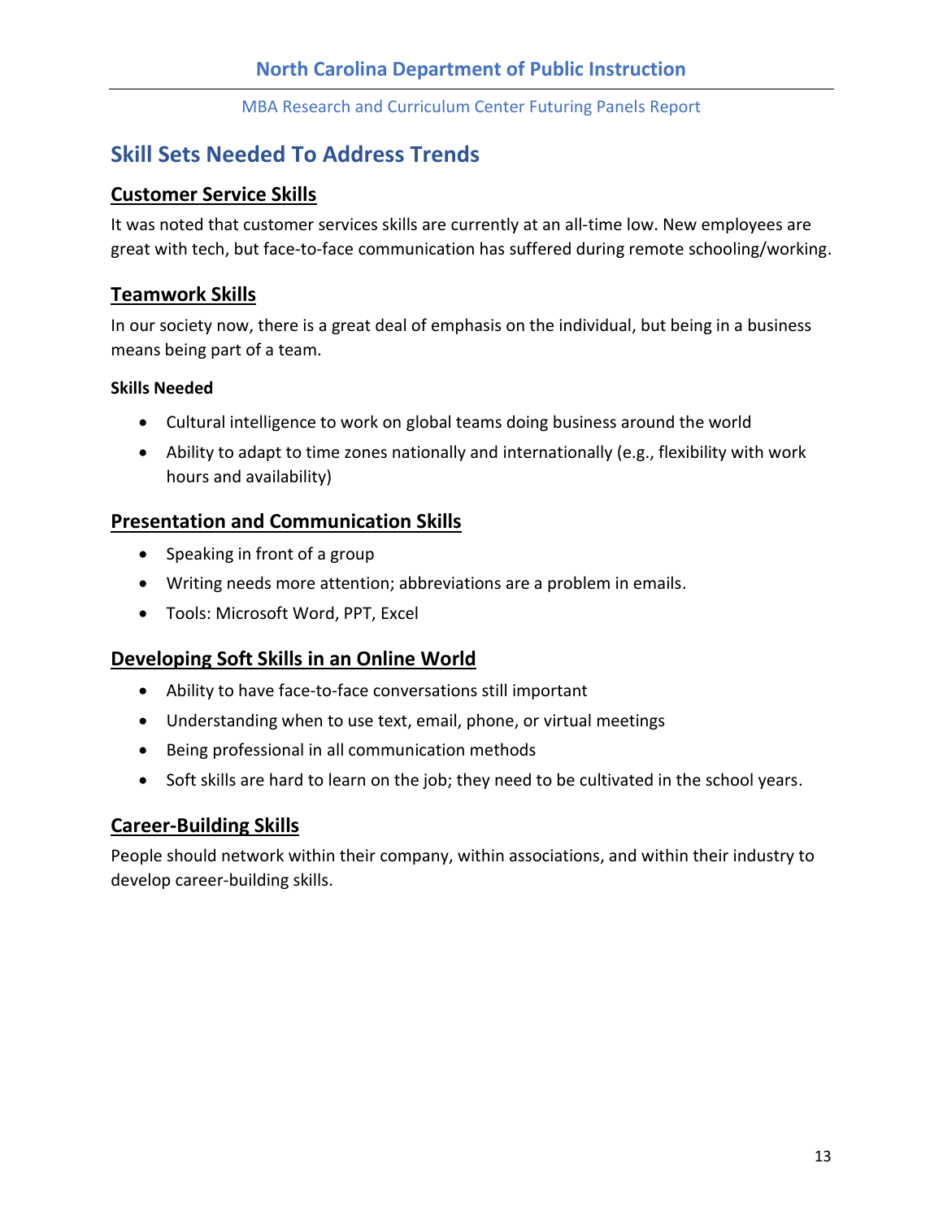## Skill Sets Needed To Address Trends

### Customer Service Skills

It was noted that customer services skills are currently at an all-time low. New employees are great with tech, but face-to-face communication has suffered during remote schooling/working.

### Teamwork Skills

In our society now, there is a great deal of emphasis on the individual, but being in a business means being part of a team.

**Skills Needed**

- Cultural intelligence to work on global teams doing business around the world
- Ability to adapt to time zones nationally and internationally (e.g., flexibility with work hours and availability)

### Presentation and Communication Skills

- Speaking in front of a group
- Writing needs more attention; abbreviations are a problem in emails.
- Tools: Microsoft Word, PPT, Excel

### Developing Soft Skills in an Online World

- Ability to have face-to-face conversations still important
- Understanding when to use text, email, phone, or virtual meetings
- Being professional in all communication methods
- Soft skills are hard to learn on the job; they need to be cultivated in the school years.

### Career-Building Skills

People should network within their company, within associations, and within their industry to develop career-building skills.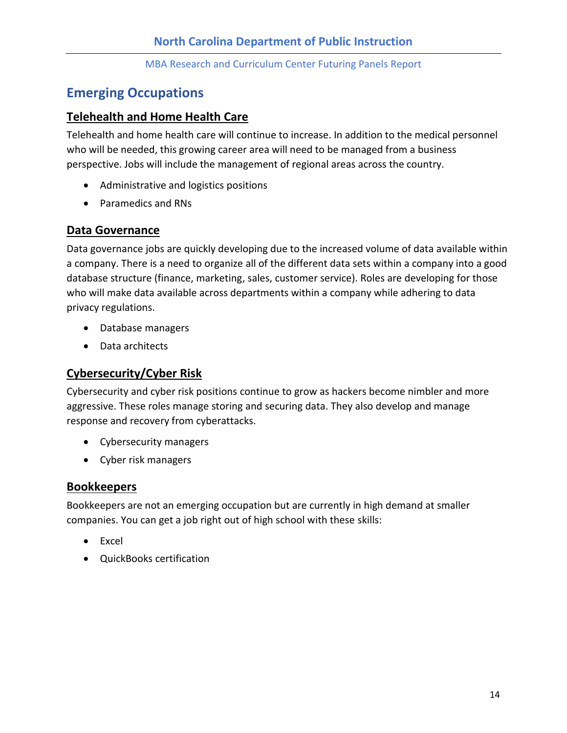## Emerging Occupations

### Telehealth and Home Health Care

Telehealth and home health care will continue to increase. In addition to the medical personnel who will be needed, this growing career area will need to be managed from a business perspective. Jobs will include the management of regional areas across the country.

- Administrative and logistics positions
- Paramedics and RNs

### Data Governance

Data governance jobs are quickly developing due to the increased volume of data available within a company. There is a need to organize all of the different data sets within a company into a good database structure (finance, marketing, sales, customer service). Roles are developing for those who will make data available across departments within a company while adhering to data privacy regulations.

- Database managers
- Data architects

### Cybersecurity/Cyber Risk

Cybersecurity and cyber risk positions continue to grow as hackers become nimbler and more aggressive. These roles manage storing and securing data. They also develop and manage response and recovery from cyberattacks.

- Cybersecurity managers
- Cyber risk managers

### Bookkeepers

Bookkeepers are not an emerging occupation but are currently in high demand at smaller companies. You can get a job right out of high school with these skills:

- Excel
- QuickBooks certification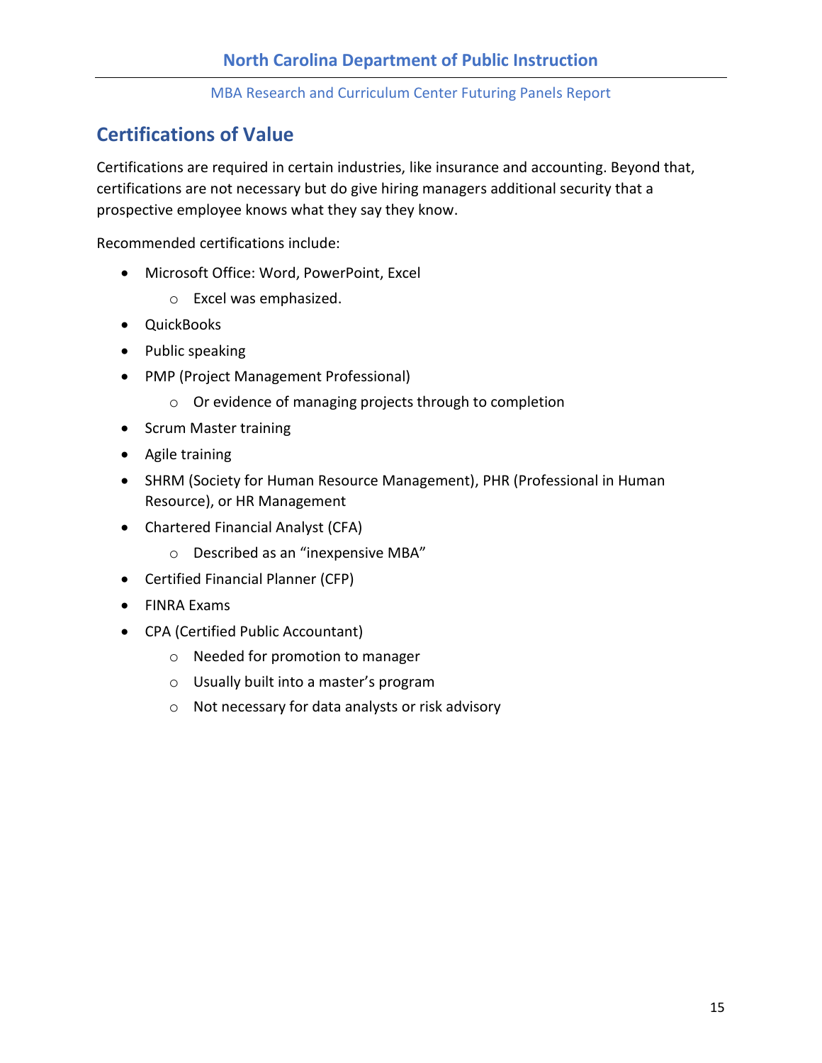## Certifications of Value

Certifications are required in certain industries, like insurance and accounting. Beyond that, certifications are not necessary but do give hiring managers additional security that a prospective employee knows what they say they know.

Recommended certifications include:

- Microsoft Office: Word, PowerPoint, Excel
  - Excel was emphasized.
- QuickBooks
- Public speaking
- PMP (Project Management Professional)
  - Or evidence of managing projects through to completion
- Scrum Master training
- Agile training
- SHRM (Society for Human Resource Management), PHR (Professional in Human Resource), or HR Management
- Chartered Financial Analyst (CFA)
  - Described as an "inexpensive MBA"
- Certified Financial Planner (CFP)
- FINRA Exams
- CPA (Certified Public Accountant)
  - Needed for promotion to manager
  - Usually built into a master's program
  - Not necessary for data analysts or risk advisory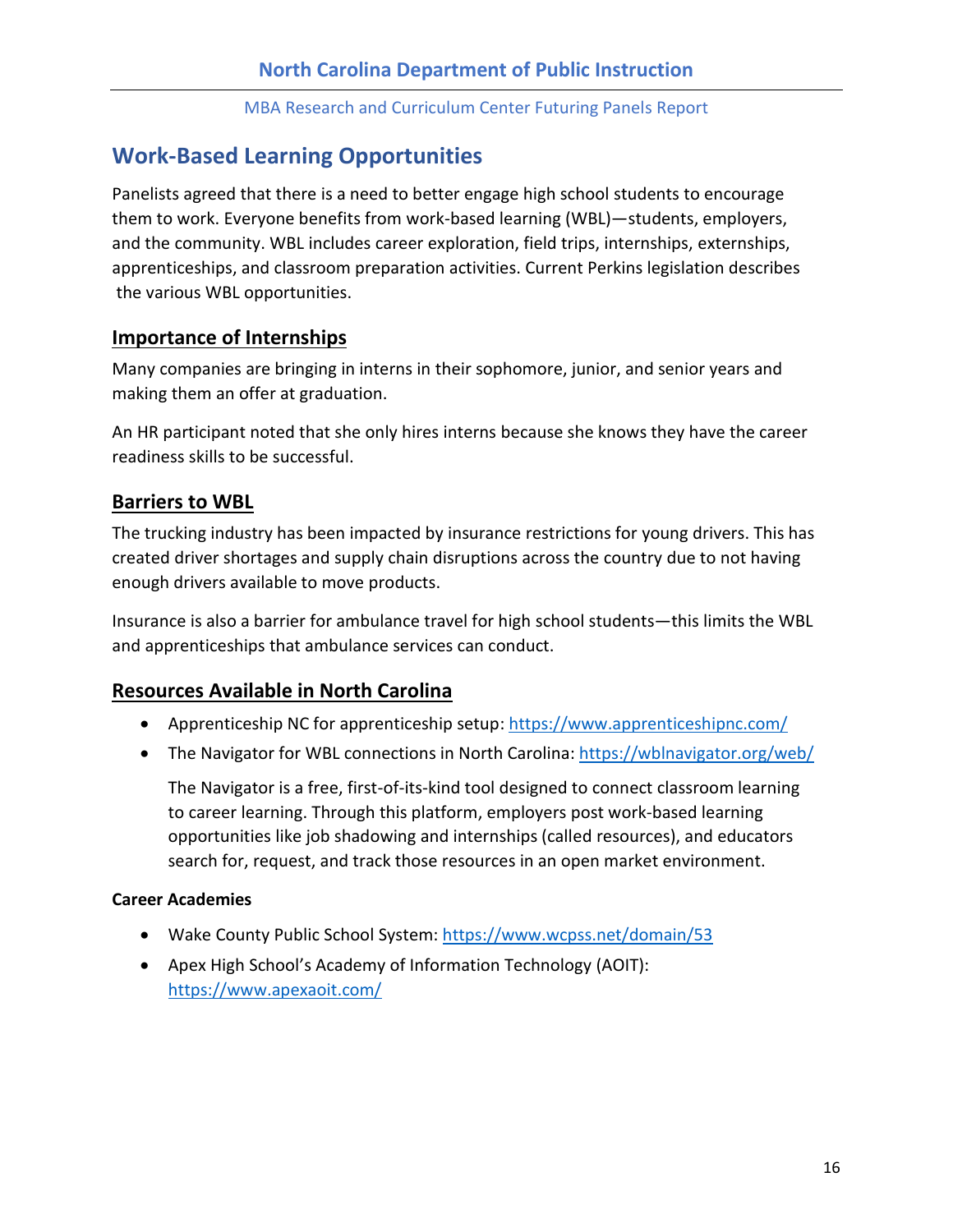## Work-Based Learning Opportunities

Panelists agreed that there is a need to better engage high school students to encourage them to work. Everyone benefits from work-based learning (WBL)—students, employers, and the community. WBL includes career exploration, field trips, internships, externships, apprenticeships, and classroom preparation activities. Current Perkins legislation describes the various WBL opportunities.

### Importance of Internships

Many companies are bringing in interns in their sophomore, junior, and senior years and making them an offer at graduation.

An HR participant noted that she only hires interns because she knows they have the career readiness skills to be successful.

### Barriers to WBL

The trucking industry has been impacted by insurance restrictions for young drivers. This has created driver shortages and supply chain disruptions across the country due to not having enough drivers available to move products.

Insurance is also a barrier for ambulance travel for high school students—this limits the WBL and apprenticeships that ambulance services can conduct.

### Resources Available in North Carolina

- Apprenticeship NC for apprenticeship setup: https://www.apprenticeshipnc.com/
- The Navigator for WBL connections in North Carolina: https://wblnavigator.org/web/

  The Navigator is a free, first-of-its-kind tool designed to connect classroom learning to career learning. Through this platform, employers post work-based learning opportunities like job shadowing and internships (called resources), and educators search for, request, and track those resources in an open market environment.

**Career Academies**

- Wake County Public School System: https://www.wcpss.net/domain/53
- Apex High School's Academy of Information Technology (AOIT): https://www.apexaoit.com/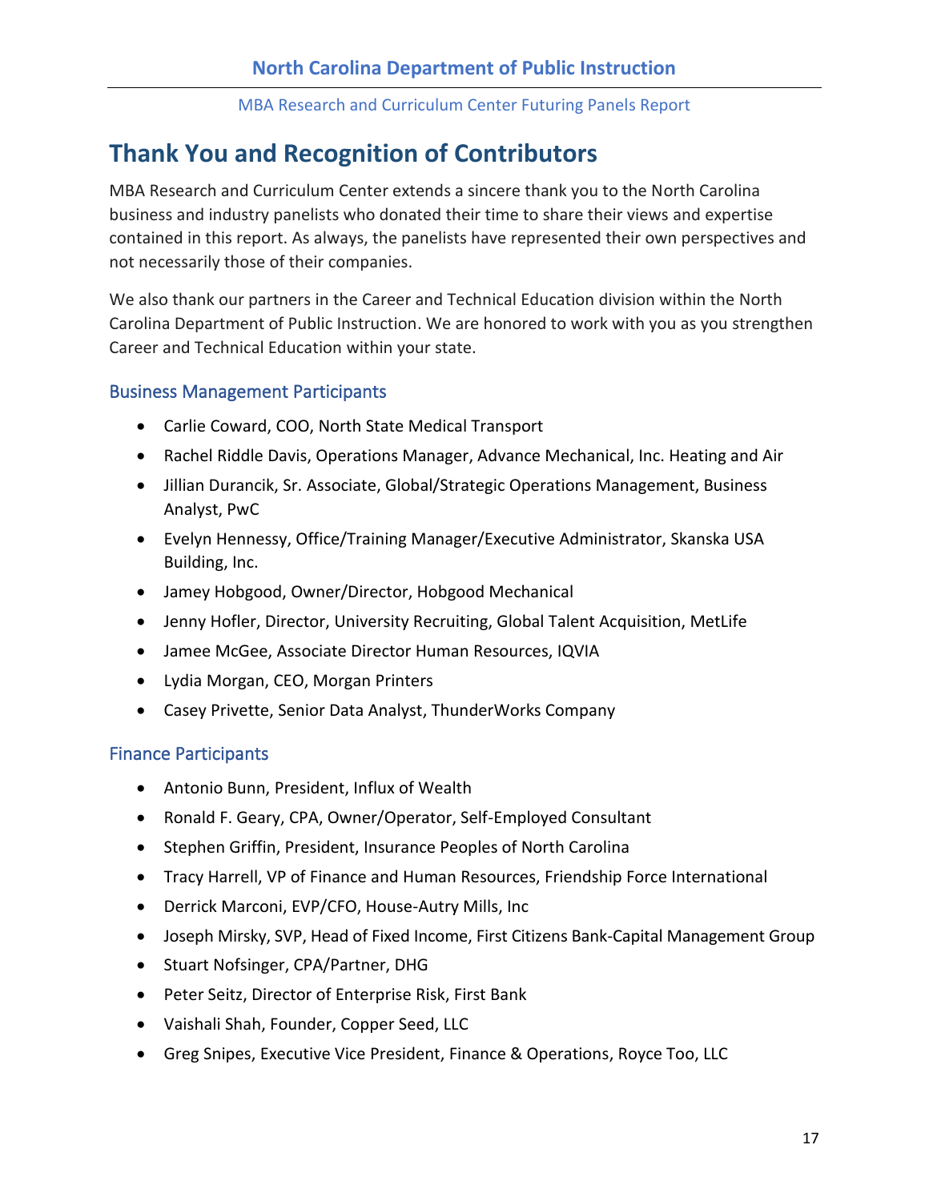# Thank You and Recognition of Contributors

MBA Research and Curriculum Center extends a sincere thank you to the North Carolina business and industry panelists who donated their time to share their views and expertise contained in this report. As always, the panelists have represented their own perspectives and not necessarily those of their companies.

We also thank our partners in the Career and Technical Education division within the North Carolina Department of Public Instruction. We are honored to work with you as you strengthen Career and Technical Education within your state.

## Business Management Participants

- Carlie Coward, COO, North State Medical Transport
- Rachel Riddle Davis, Operations Manager, Advance Mechanical, Inc. Heating and Air
- Jillian Durancik, Sr. Associate, Global/Strategic Operations Management, Business Analyst, PwC
- Evelyn Hennessy, Office/Training Manager/Executive Administrator, Skanska USA Building, Inc.
- Jamey Hobgood, Owner/Director, Hobgood Mechanical
- Jenny Hofler, Director, University Recruiting, Global Talent Acquisition, MetLife
- Jamee McGee, Associate Director Human Resources, IQVIA
- Lydia Morgan, CEO, Morgan Printers
- Casey Privette, Senior Data Analyst, ThunderWorks Company

## Finance Participants

- Antonio Bunn, President, Influx of Wealth
- Ronald F. Geary, CPA, Owner/Operator, Self-Employed Consultant
- Stephen Griffin, President, Insurance Peoples of North Carolina
- Tracy Harrell, VP of Finance and Human Resources, Friendship Force International
- Derrick Marconi, EVP/CFO, House-Autry Mills, Inc
- Joseph Mirsky, SVP, Head of Fixed Income, First Citizens Bank-Capital Management Group
- Stuart Nofsinger, CPA/Partner, DHG
- Peter Seitz, Director of Enterprise Risk, First Bank
- Vaishali Shah, Founder, Copper Seed, LLC
- Greg Snipes, Executive Vice President, Finance & Operations, Royce Too, LLC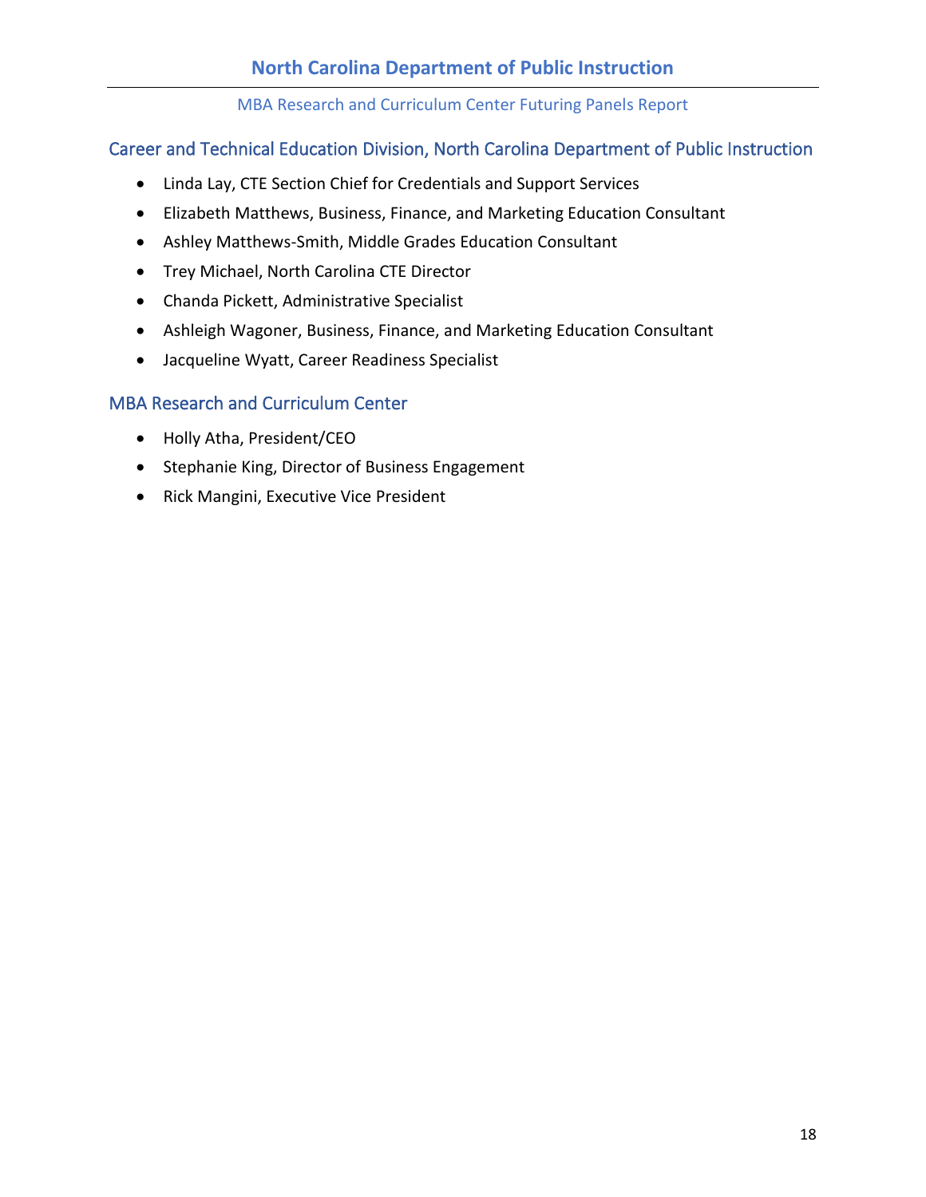## Career and Technical Education Division, North Carolina Department of Public Instruction

- Linda Lay, CTE Section Chief for Credentials and Support Services
- Elizabeth Matthews, Business, Finance, and Marketing Education Consultant
- Ashley Matthews-Smith, Middle Grades Education Consultant
- Trey Michael, North Carolina CTE Director
- Chanda Pickett, Administrative Specialist
- Ashleigh Wagoner, Business, Finance, and Marketing Education Consultant
- Jacqueline Wyatt, Career Readiness Specialist

## MBA Research and Curriculum Center

- Holly Atha, President/CEO
- Stephanie King, Director of Business Engagement
- Rick Mangini, Executive Vice President